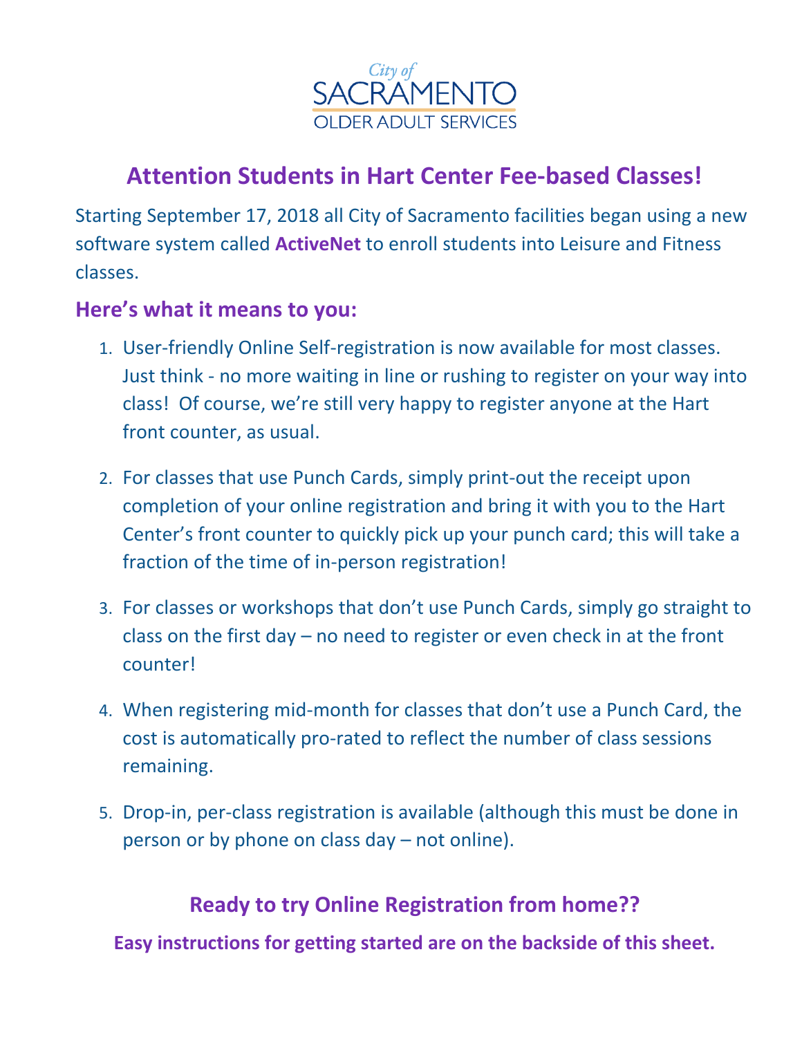City of SACRAMENTO
OLDER ADULT SERVICES

# Attention Students in Hart Center Fee-based Classes!

Starting September 17, 2018 all City of Sacramento facilities began using a new software system called **ActiveNet** to enroll students into Leisure and Fitness classes.

## Here's what it means to you:

1. User-friendly Online Self-registration is now available for most classes. Just think - no more waiting in line or rushing to register on your way into class! Of course, we're still very happy to register anyone at the Hart front counter, as usual.

2. For classes that use Punch Cards, simply print-out the receipt upon completion of your online registration and bring it with you to the Hart Center's front counter to quickly pick up your punch card; this will take a fraction of the time of in-person registration!

3. For classes or workshops that don't use Punch Cards, simply go straight to class on the first day – no need to register or even check in at the front counter!

4. When registering mid-month for classes that don't use a Punch Card, the cost is automatically pro-rated to reflect the number of class sessions remaining.

5. Drop-in, per-class registration is available (although this must be done in person or by phone on class day – not online).

## Ready to try Online Registration from home??

**Easy instructions for getting started are on the backside of this sheet.**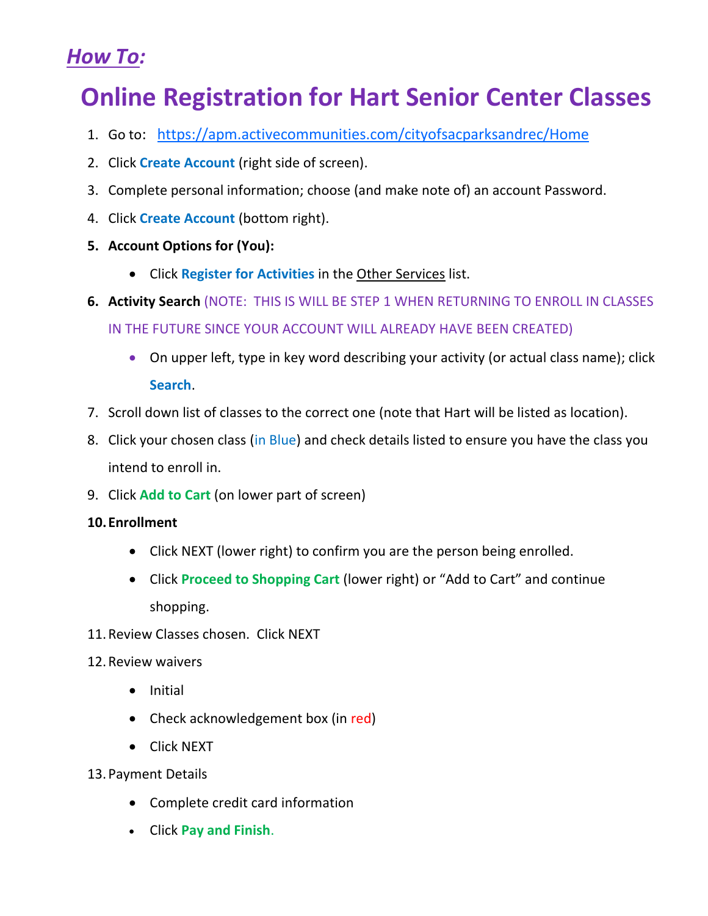## ***How To:***

# Online Registration for Hart Senior Center Classes

1. Go to: https://apm.activecommunities.com/cityofsacparksandrec/Home
2. Click **Create Account** (right side of screen).
3. Complete personal information; choose (and make note of) an account Password.
4. Click **Create Account** (bottom right).
5. **Account Options for (You):**
   - Click **Register for Activities** in the Other Services list.
6. **Activity Search** (NOTE: THIS IS WILL BE STEP 1 WHEN RETURNING TO ENROLL IN CLASSES IN THE FUTURE SINCE YOUR ACCOUNT WILL ALREADY HAVE BEEN CREATED)
   - On upper left, type in key word describing your activity (or actual class name); click **Search**.
7. Scroll down list of classes to the correct one (note that Hart will be listed as location).
8. Click your chosen class (in Blue) and check details listed to ensure you have the class you intend to enroll in.
9. Click **Add to Cart** (on lower part of screen)
10. **Enrollment**
    - Click NEXT (lower right) to confirm you are the person being enrolled.
    - Click **Proceed to Shopping Cart** (lower right) or "Add to Cart" and continue shopping.
11. Review Classes chosen. Click NEXT
12. Review waivers
    - Initial
    - Check acknowledgement box (in red)
    - Click NEXT
13. Payment Details
    - Complete credit card information
    - Click **Pay and Finish**.